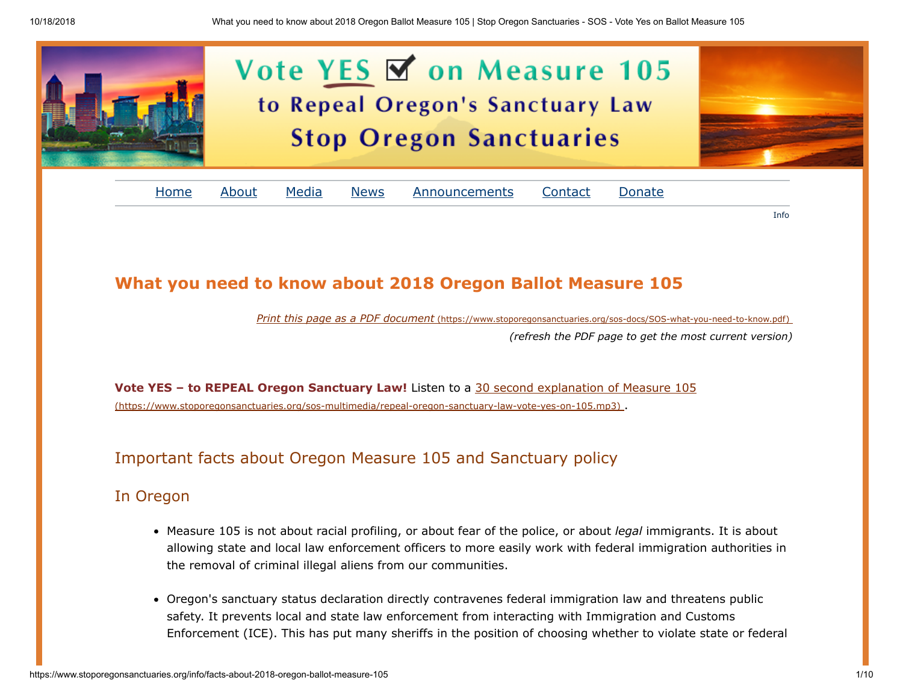# Vote YES on Measure 105

## to Repeal Oregon's Sanctuary Law

## Stop Oregon Sanctuaries

Home About Media News Announcements Contact Donate

Info

# What you need to know about 2018 Oregon Ballot Measure 105

*Print this page as a PDF document* (https://www.stoporegonsanctuaries.org/sos-docs/SOS-what-you-need-to-know.pdf)

*(refresh the PDF page to get the most current version)*

**Vote YES – to REPEAL Oregon Sanctuary Law!** Listen to a 30 second explanation of Measure 105 (https://www.stoporegonsanctuaries.org/sos-multimedia/repeal-oregon-sanctuary-law-vote-yes-on-105.mp3) .

## Important facts about Oregon Measure 105 and Sanctuary policy

## In Oregon

- Measure 105 is not about racial profiling, or about fear of the police, or about *legal* immigrants. It is about allowing state and local law enforcement officers to more easily work with federal immigration authorities in the removal of criminal illegal aliens from our communities.

- Oregon's sanctuary status declaration directly contravenes federal immigration law and threatens public safety. It prevents local and state law enforcement from interacting with Immigration and Customs Enforcement (ICE). This has put many sheriffs in the position of choosing whether to violate state or federal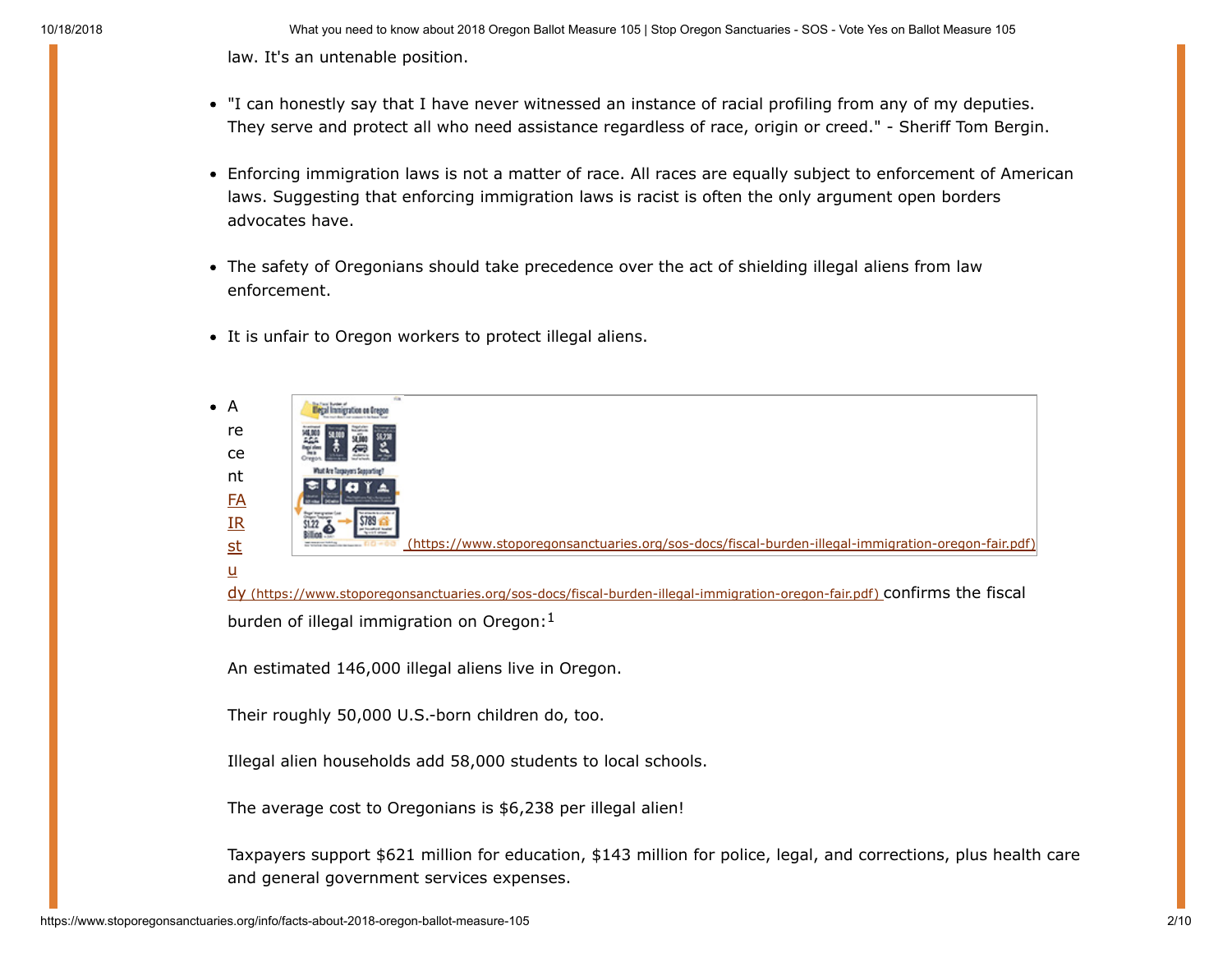law. It's an untenable position.

- "I can honestly say that I have never witnessed an instance of racial profiling from any of my deputies. They serve and protect all who need assistance regardless of race, origin or creed." - Sheriff Tom Bergin.

- Enforcing immigration laws is not a matter of race. All races are equally subject to enforcement of American laws. Suggesting that enforcing immigration laws is racist is often the only argument open borders advocates have.

- The safety of Oregonians should take precedence over the act of shielding illegal aliens from law enforcement.

- It is unfair to Oregon workers to protect illegal aliens.

- A recent FAIR study (https://www.stoporegonsanctuaries.org/sos-docs/fiscal-burden-illegal-immigration-oregon-fair.pdf) confirms the fiscal burden of illegal immigration on Oregon:[1]

(https://www.stoporegonsanctuaries.org/sos-docs/fiscal-burden-illegal-immigration-oregon-fair.pdf)

An estimated 146,000 illegal aliens live in Oregon.

Their roughly 50,000 U.S.-born children do, too.

Illegal alien households add 58,000 students to local schools.

The average cost to Oregonians is $6,238 per illegal alien!

Taxpayers support $621 million for education, $143 million for police, legal, and corrections, plus health care and general government services expenses.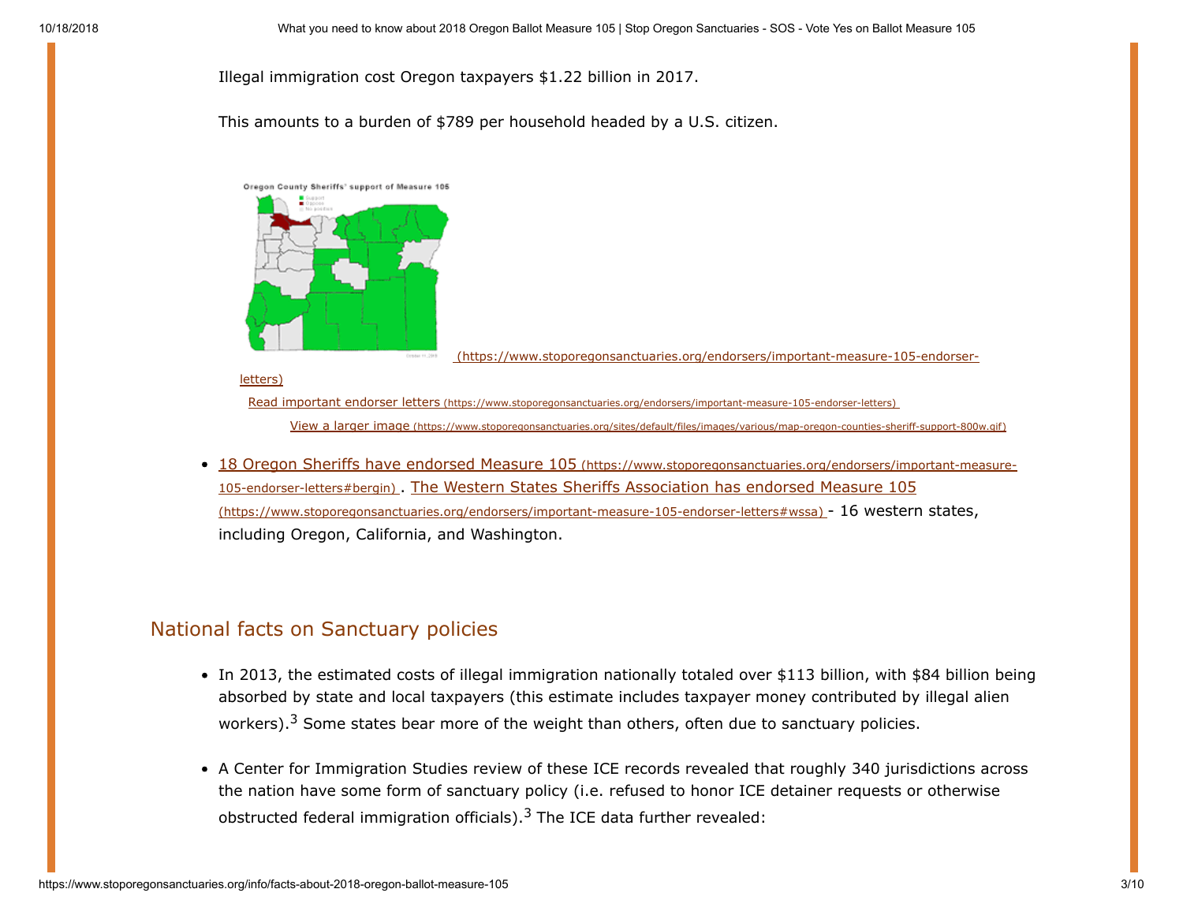Illegal immigration cost Oregon taxpayers $1.22 billion in 2017.

This amounts to a burden of $789 per household headed by a U.S. citizen.

(https://www.stoporegonsanctuaries.org/endorsers/important-measure-105-endorser-letters)

Read important endorser letters (https://www.stoporegonsanctuaries.org/endorsers/important-measure-105-endorser-letters)

View a larger image (https://www.stoporegonsanctuaries.org/sites/default/files/images/various/map-oregon-counties-sheriff-support-800w.gif)

- 18 Oregon Sheriffs have endorsed Measure 105 (https://www.stoporegonsanctuaries.org/endorsers/important-measure-105-endorser-letters#bergin) . The Western States Sheriffs Association has endorsed Measure 105 (https://www.stoporegonsanctuaries.org/endorsers/important-measure-105-endorser-letters#wssa) - 16 western states, including Oregon, California, and Washington.

## National facts on Sanctuary policies

- In 2013, the estimated costs of illegal immigration nationally totaled over $113 billion, with $84 billion being absorbed by state and local taxpayers (this estimate includes taxpayer money contributed by illegal alien workers).[3] Some states bear more of the weight than others, often due to sanctuary policies.
- A Center for Immigration Studies review of these ICE records revealed that roughly 340 jurisdictions across the nation have some form of sanctuary policy (i.e. refused to honor ICE detainer requests or otherwise obstructed federal immigration officials).[3] The ICE data further revealed: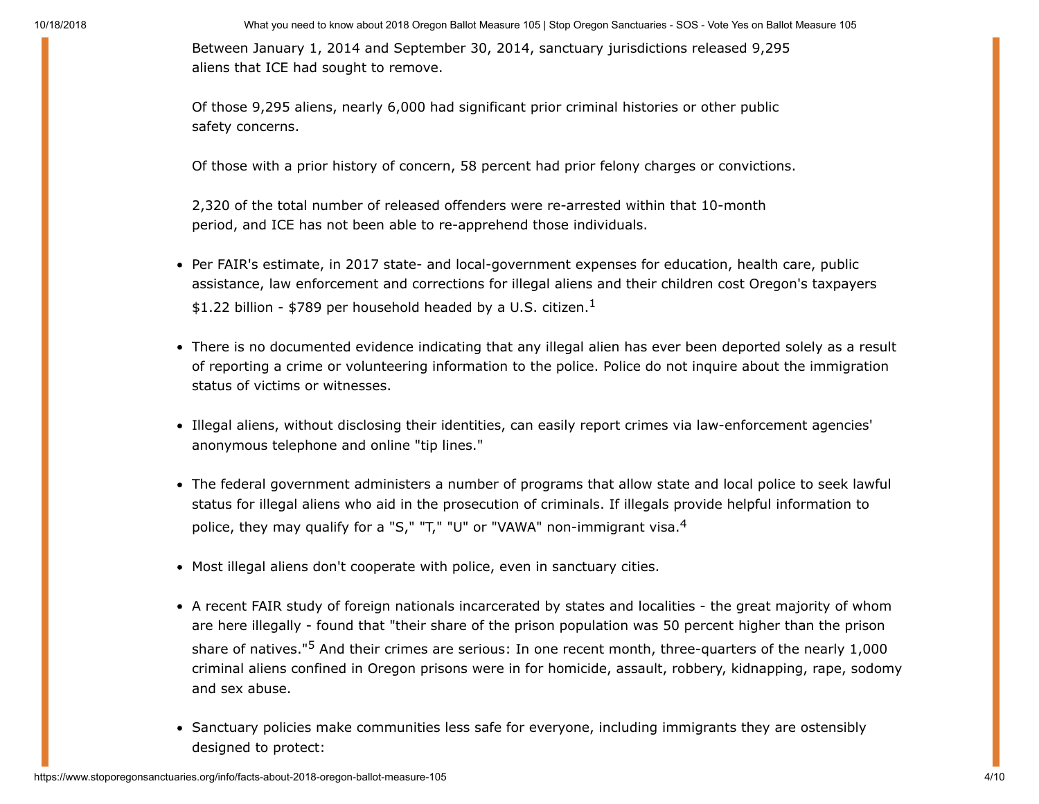Between January 1, 2014 and September 30, 2014, sanctuary jurisdictions released 9,295 aliens that ICE had sought to remove.

Of those 9,295 aliens, nearly 6,000 had significant prior criminal histories or other public safety concerns.

Of those with a prior history of concern, 58 percent had prior felony charges or convictions.

2,320 of the total number of released offenders were re-arrested within that 10-month period, and ICE has not been able to re-apprehend those individuals.

- Per FAIR's estimate, in 2017 state- and local-government expenses for education, health care, public assistance, law enforcement and corrections for illegal aliens and their children cost Oregon's taxpayers $1.22 billion - $789 per household headed by a U.S. citizen.[1]
- There is no documented evidence indicating that any illegal alien has ever been deported solely as a result of reporting a crime or volunteering information to the police. Police do not inquire about the immigration status of victims or witnesses.
- Illegal aliens, without disclosing their identities, can easily report crimes via law-enforcement agencies' anonymous telephone and online "tip lines."
- The federal government administers a number of programs that allow state and local police to seek lawful status for illegal aliens who aid in the prosecution of criminals. If illegals provide helpful information to police, they may qualify for a "S," "T," "U" or "VAWA" non-immigrant visa.[4]
- Most illegal aliens don't cooperate with police, even in sanctuary cities.
- A recent FAIR study of foreign nationals incarcerated by states and localities - the great majority of whom are here illegally - found that "their share of the prison population was 50 percent higher than the prison share of natives."[5] And their crimes are serious: In one recent month, three-quarters of the nearly 1,000 criminal aliens confined in Oregon prisons were in for homicide, assault, robbery, kidnapping, rape, sodomy and sex abuse.
- Sanctuary policies make communities less safe for everyone, including immigrants they are ostensibly designed to protect: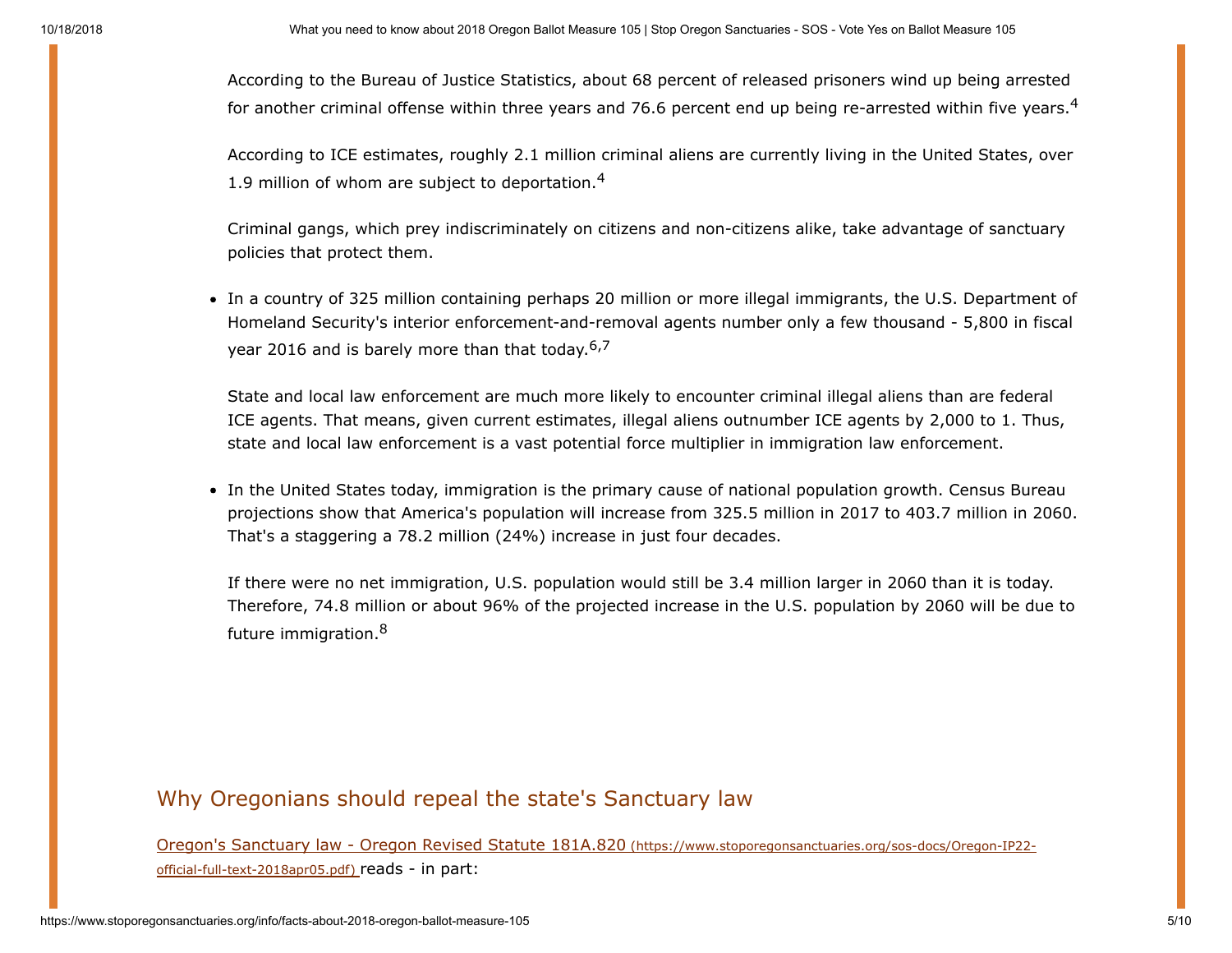According to the Bureau of Justice Statistics, about 68 percent of released prisoners wind up being arrested for another criminal offense within three years and 76.6 percent end up being re-arrested within five years.[4]

According to ICE estimates, roughly 2.1 million criminal aliens are currently living in the United States, over 1.9 million of whom are subject to deportation.[4]

Criminal gangs, which prey indiscriminately on citizens and non-citizens alike, take advantage of sanctuary policies that protect them.

- In a country of 325 million containing perhaps 20 million or more illegal immigrants, the U.S. Department of Homeland Security's interior enforcement-and-removal agents number only a few thousand - 5,800 in fiscal year 2016 and is barely more than that today.[6,7]

  State and local law enforcement are much more likely to encounter criminal illegal aliens than are federal ICE agents. That means, given current estimates, illegal aliens outnumber ICE agents by 2,000 to 1. Thus, state and local law enforcement is a vast potential force multiplier in immigration law enforcement.

- In the United States today, immigration is the primary cause of national population growth. Census Bureau projections show that America's population will increase from 325.5 million in 2017 to 403.7 million in 2060. That's a staggering a 78.2 million (24%) increase in just four decades.

  If there were no net immigration, U.S. population would still be 3.4 million larger in 2060 than it is today. Therefore, 74.8 million or about 96% of the projected increase in the U.S. population by 2060 will be due to future immigration.[8]

## Why Oregonians should repeal the state's Sanctuary law

Oregon's Sanctuary law - Oregon Revised Statute 181A.820 (https://www.stoporegonsanctuaries.org/sos-docs/Oregon-IP22-official-full-text-2018apr05.pdf) reads - in part: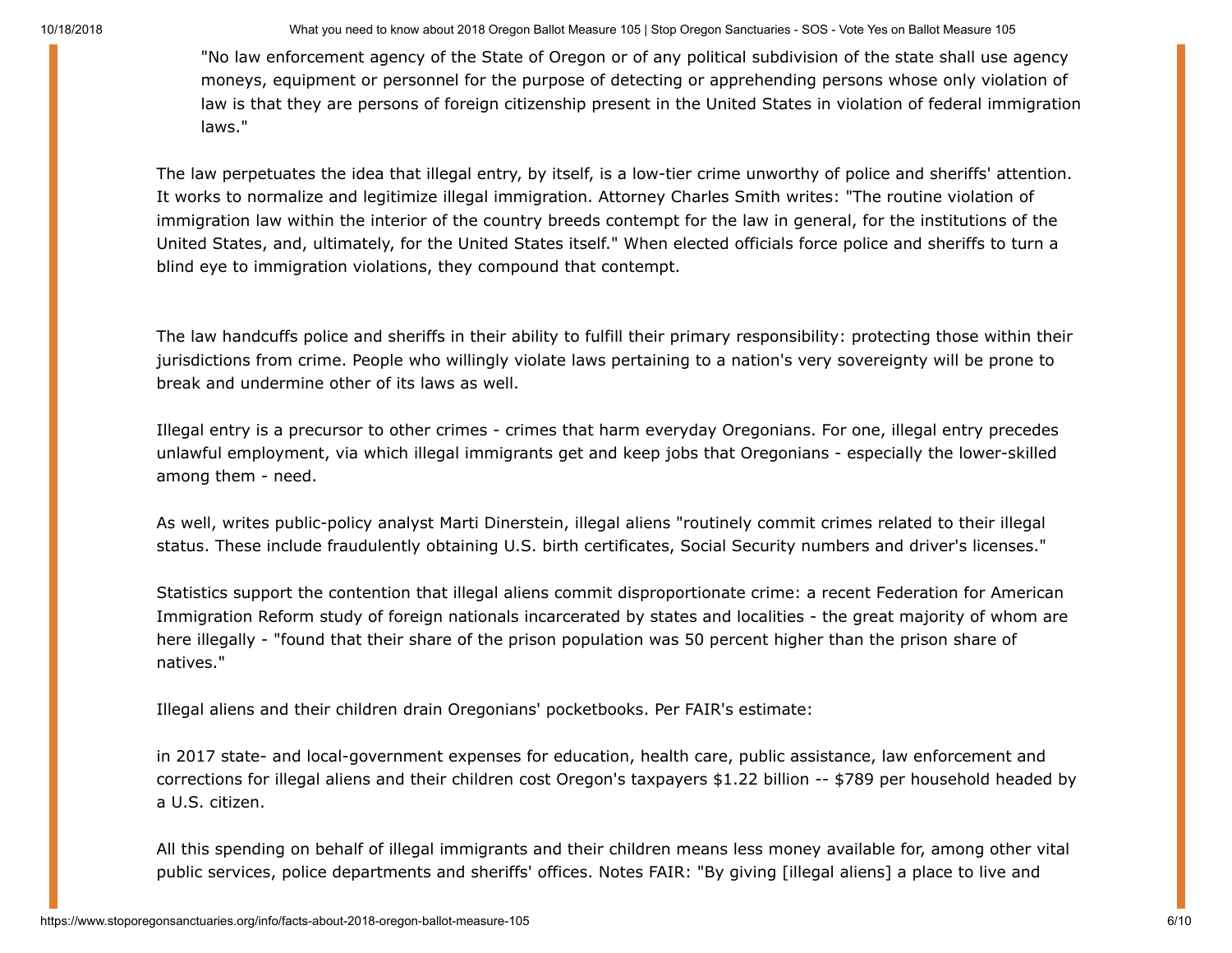> "No law enforcement agency of the State of Oregon or of any political subdivision of the state shall use agency moneys, equipment or personnel for the purpose of detecting or apprehending persons whose only violation of law is that they are persons of foreign citizenship present in the United States in violation of federal immigration laws."

The law perpetuates the idea that illegal entry, by itself, is a low-tier crime unworthy of police and sheriffs' attention. It works to normalize and legitimize illegal immigration. Attorney Charles Smith writes: "The routine violation of immigration law within the interior of the country breeds contempt for the law in general, for the institutions of the United States, and, ultimately, for the United States itself." When elected officials force police and sheriffs to turn a blind eye to immigration violations, they compound that contempt.

The law handcuffs police and sheriffs in their ability to fulfill their primary responsibility: protecting those within their jurisdictions from crime. People who willingly violate laws pertaining to a nation's very sovereignty will be prone to break and undermine other of its laws as well.

Illegal entry is a precursor to other crimes - crimes that harm everyday Oregonians. For one, illegal entry precedes unlawful employment, via which illegal immigrants get and keep jobs that Oregonians - especially the lower-skilled among them - need.

As well, writes public-policy analyst Marti Dinerstein, illegal aliens "routinely commit crimes related to their illegal status. These include fraudulently obtaining U.S. birth certificates, Social Security numbers and driver's licenses."

Statistics support the contention that illegal aliens commit disproportionate crime: a recent Federation for American Immigration Reform study of foreign nationals incarcerated by states and localities - the great majority of whom are here illegally - "found that their share of the prison population was 50 percent higher than the prison share of natives."

Illegal aliens and their children drain Oregonians' pocketbooks. Per FAIR's estimate:

in 2017 state- and local-government expenses for education, health care, public assistance, law enforcement and corrections for illegal aliens and their children cost Oregon's taxpayers $1.22 billion -- $789 per household headed by a U.S. citizen.

All this spending on behalf of illegal immigrants and their children means less money available for, among other vital public services, police departments and sheriffs' offices. Notes FAIR: "By giving [illegal aliens] a place to live and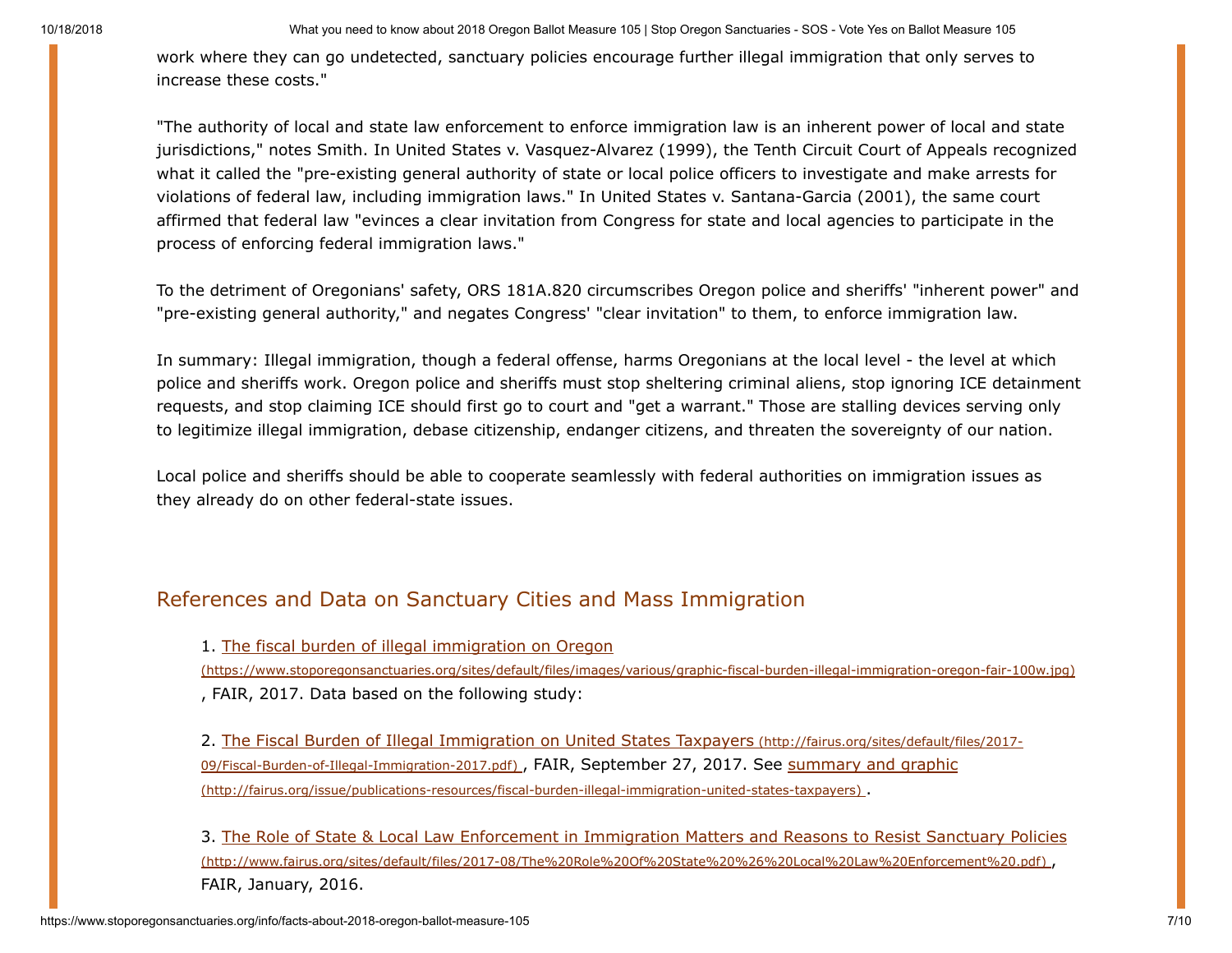work where they can go undetected, sanctuary policies encourage further illegal immigration that only serves to increase these costs."

"The authority of local and state law enforcement to enforce immigration law is an inherent power of local and state jurisdictions," notes Smith. In United States v. Vasquez-Alvarez (1999), the Tenth Circuit Court of Appeals recognized what it called the "pre-existing general authority of state or local police officers to investigate and make arrests for violations of federal law, including immigration laws." In United States v. Santana-Garcia (2001), the same court affirmed that federal law "evinces a clear invitation from Congress for state and local agencies to participate in the process of enforcing federal immigration laws."

To the detriment of Oregonians' safety, ORS 181A.820 circumscribes Oregon police and sheriffs' "inherent power" and "pre-existing general authority," and negates Congress' "clear invitation" to them, to enforce immigration law.

In summary: Illegal immigration, though a federal offense, harms Oregonians at the local level - the level at which police and sheriffs work. Oregon police and sheriffs must stop sheltering criminal aliens, stop ignoring ICE detainment requests, and stop claiming ICE should first go to court and "get a warrant." Those are stalling devices serving only to legitimize illegal immigration, debase citizenship, endanger citizens, and threaten the sovereignty of our nation.

Local police and sheriffs should be able to cooperate seamlessly with federal authorities on immigration issues as they already do on other federal-state issues.

## References and Data on Sanctuary Cities and Mass Immigration

1. [The fiscal burden of illegal immigration on Oregon](https://www.stoporegonsanctuaries.org/sites/default/files/images/various/graphic-fiscal-burden-illegal-immigration-oregon-fair-100w.jpg) (https://www.stoporegonsanctuaries.org/sites/default/files/images/various/graphic-fiscal-burden-illegal-immigration-oregon-fair-100w.jpg), FAIR, 2017. Data based on the following study:

2. [The Fiscal Burden of Illegal Immigration on United States Taxpayers](http://fairus.org/sites/default/files/2017-09/Fiscal-Burden-of-Illegal-Immigration-2017.pdf) (http://fairus.org/sites/default/files/2017-09/Fiscal-Burden-of-Illegal-Immigration-2017.pdf), FAIR, September 27, 2017. See [summary and graphic](http://fairus.org/issue/publications-resources/fiscal-burden-illegal-immigration-united-states-taxpayers) (http://fairus.org/issue/publications-resources/fiscal-burden-illegal-immigration-united-states-taxpayers).

3. [The Role of State & Local Law Enforcement in Immigration Matters and Reasons to Resist Sanctuary Policies](http://www.fairus.org/sites/default/files/2017-08/The%20Role%20Of%20State%20%26%20Local%20Law%20Enforcement%20.pdf) (http://www.fairus.org/sites/default/files/2017-08/The%20Role%20Of%20State%20%26%20Local%20Law%20Enforcement%20.pdf), FAIR, January, 2016.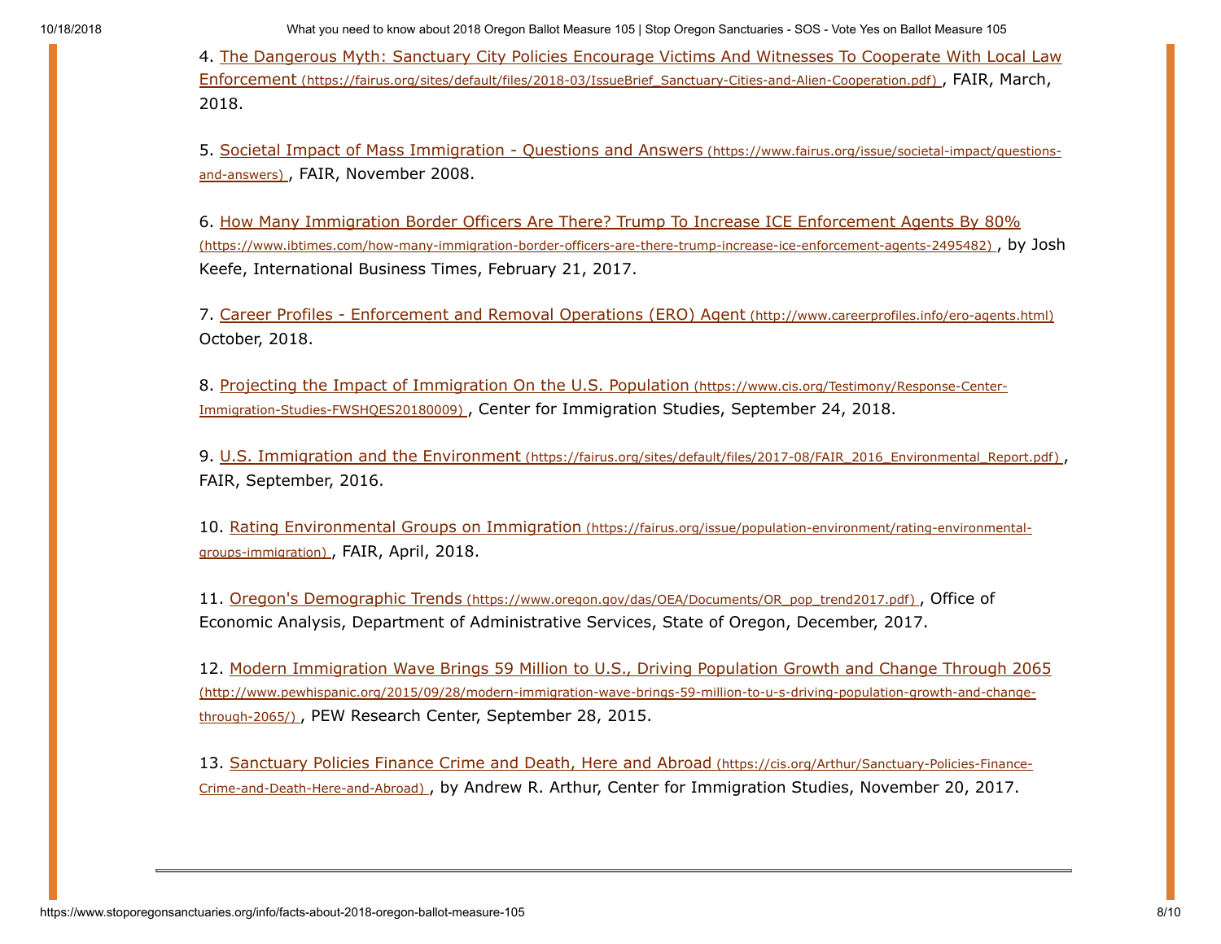4. [The Dangerous Myth: Sanctuary City Policies Encourage Victims And Witnesses To Cooperate With Local Law Enforcement (https://fairus.org/sites/default/files/2018-03/IssueBrief_Sanctuary-Cities-and-Alien-Cooperation.pdf)](https://fairus.org/sites/default/files/2018-03/IssueBrief_Sanctuary-Cities-and-Alien-Cooperation.pdf), FAIR, March, 2018.

5. [Societal Impact of Mass Immigration - Questions and Answers (https://www.fairus.org/issue/societal-impact/questions-and-answers)](https://www.fairus.org/issue/societal-impact/questions-and-answers), FAIR, November 2008.

6. [How Many Immigration Border Officers Are There? Trump To Increase ICE Enforcement Agents By 80% (https://www.ibtimes.com/how-many-immigration-border-officers-are-there-trump-increase-ice-enforcement-agents-2495482)](https://www.ibtimes.com/how-many-immigration-border-officers-are-there-trump-increase-ice-enforcement-agents-2495482), by Josh Keefe, International Business Times, February 21, 2017.

7. [Career Profiles - Enforcement and Removal Operations (ERO) Agent (http://www.careerprofiles.info/ero-agents.html)](http://www.careerprofiles.info/ero-agents.html) October, 2018.

8. [Projecting the Impact of Immigration On the U.S. Population (https://www.cis.org/Testimony/Response-Center-Immigration-Studies-FWSHQES20180009)](https://www.cis.org/Testimony/Response-Center-Immigration-Studies-FWSHQES20180009), Center for Immigration Studies, September 24, 2018.

9. [U.S. Immigration and the Environment (https://fairus.org/sites/default/files/2017-08/FAIR_2016_Environmental_Report.pdf)](https://fairus.org/sites/default/files/2017-08/FAIR_2016_Environmental_Report.pdf), FAIR, September, 2016.

10. [Rating Environmental Groups on Immigration (https://fairus.org/issue/population-environment/rating-environmental-groups-immigration)](https://fairus.org/issue/population-environment/rating-environmental-groups-immigration), FAIR, April, 2018.

11. [Oregon's Demographic Trends (https://www.oregon.gov/das/OEA/Documents/OR_pop_trend2017.pdf)](https://www.oregon.gov/das/OEA/Documents/OR_pop_trend2017.pdf), Office of Economic Analysis, Department of Administrative Services, State of Oregon, December, 2017.

12. [Modern Immigration Wave Brings 59 Million to U.S., Driving Population Growth and Change Through 2065 (http://www.pewhispanic.org/2015/09/28/modern-immigration-wave-brings-59-million-to-u-s-driving-population-growth-and-change-through-2065/)](http://www.pewhispanic.org/2015/09/28/modern-immigration-wave-brings-59-million-to-u-s-driving-population-growth-and-change-through-2065/), PEW Research Center, September 28, 2015.

13. [Sanctuary Policies Finance Crime and Death, Here and Abroad (https://cis.org/Arthur/Sanctuary-Policies-Finance-Crime-and-Death-Here-and-Abroad)](https://cis.org/Arthur/Sanctuary-Policies-Finance-Crime-and-Death-Here-and-Abroad), by Andrew R. Arthur, Center for Immigration Studies, November 20, 2017.

---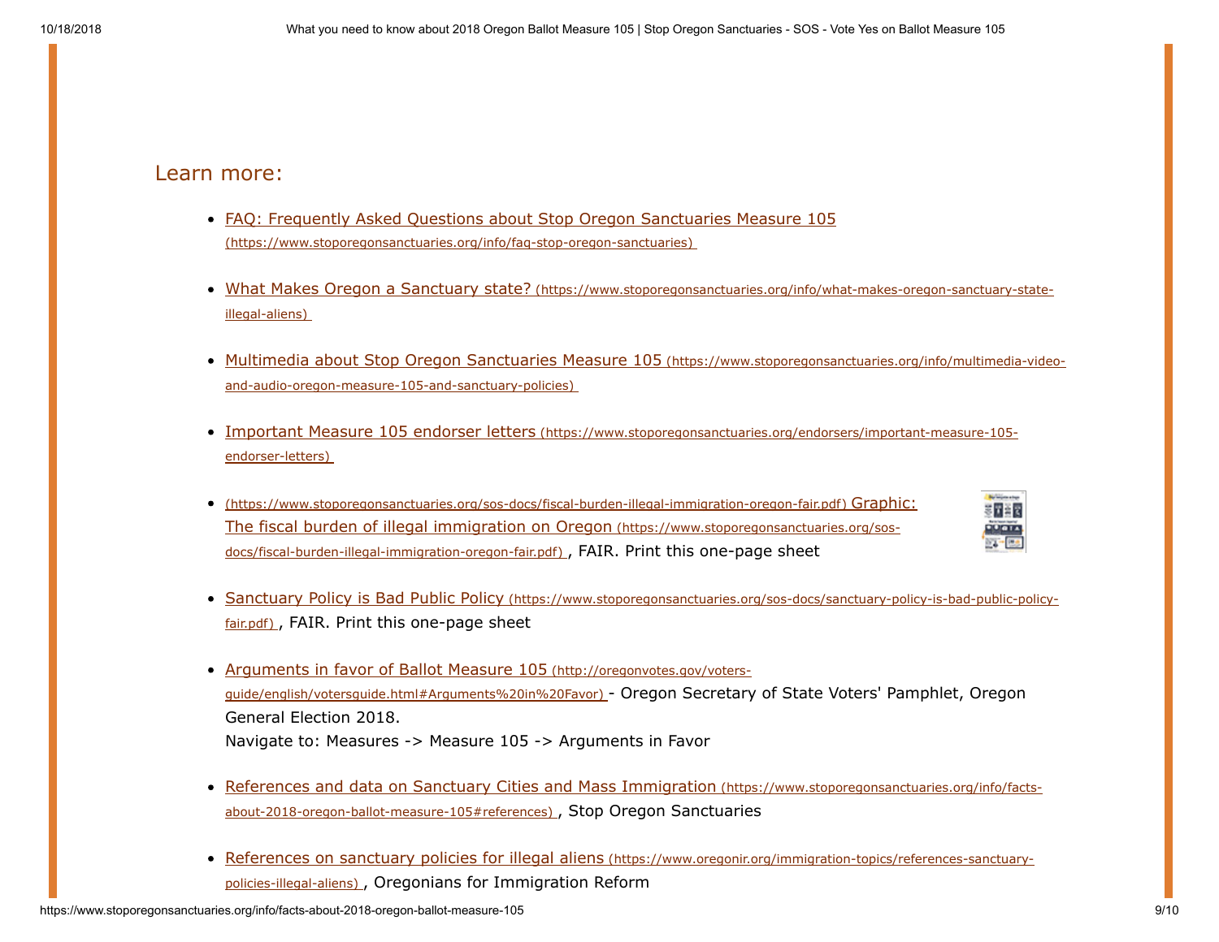## Learn more:

- FAQ: Frequently Asked Questions about Stop Oregon Sanctuaries Measure 105 (https://www.stoporegonsanctuaries.org/info/faq-stop-oregon-sanctuaries)
- What Makes Oregon a Sanctuary state? (https://www.stoporegonsanctuaries.org/info/what-makes-oregon-sanctuary-state-illegal-aliens)
- Multimedia about Stop Oregon Sanctuaries Measure 105 (https://www.stoporegonsanctuaries.org/info/multimedia-video-and-audio-oregon-measure-105-and-sanctuary-policies)
- Important Measure 105 endorser letters (https://www.stoporegonsanctuaries.org/endorsers/important-measure-105-endorser-letters)
- (https://www.stoporegonsanctuaries.org/sos-docs/fiscal-burden-illegal-immigration-oregon-fair.pdf) Graphic: The fiscal burden of illegal immigration on Oregon (https://www.stoporegonsanctuaries.org/sos-docs/fiscal-burden-illegal-immigration-oregon-fair.pdf) , FAIR. Print this one-page sheet
- Sanctuary Policy is Bad Public Policy (https://www.stoporegonsanctuaries.org/sos-docs/sanctuary-policy-is-bad-public-policy-fair.pdf) , FAIR. Print this one-page sheet
- Arguments in favor of Ballot Measure 105 (http://oregonvotes.gov/voters-guide/english/votersguide.html#Arguments%20in%20Favor) - Oregon Secretary of State Voters' Pamphlet, Oregon General Election 2018.
  Navigate to: Measures -> Measure 105 -> Arguments in Favor
- References and data on Sanctuary Cities and Mass Immigration (https://www.stoporegonsanctuaries.org/info/facts-about-2018-oregon-ballot-measure-105#references) , Stop Oregon Sanctuaries
- References on sanctuary policies for illegal aliens (https://www.oregonir.org/immigration-topics/references-sanctuary-policies-illegal-aliens) , Oregonians for Immigration Reform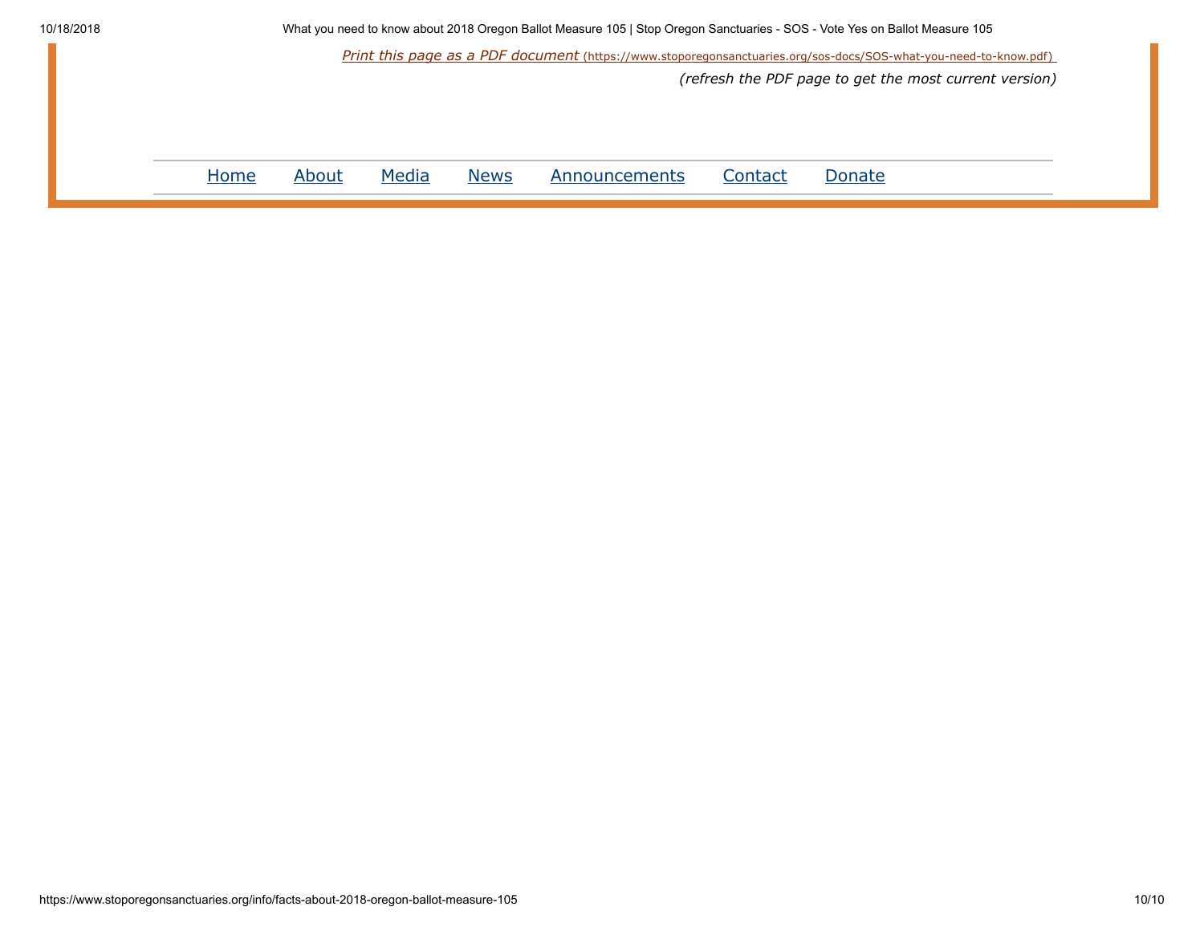*Print this page as a PDF document* (https://www.stoporegonsanctuaries.org/sos-docs/SOS-what-you-need-to-know.pdf)

*(refresh the PDF page to get the most current version)*

Home About Media News Announcements Contact Donate